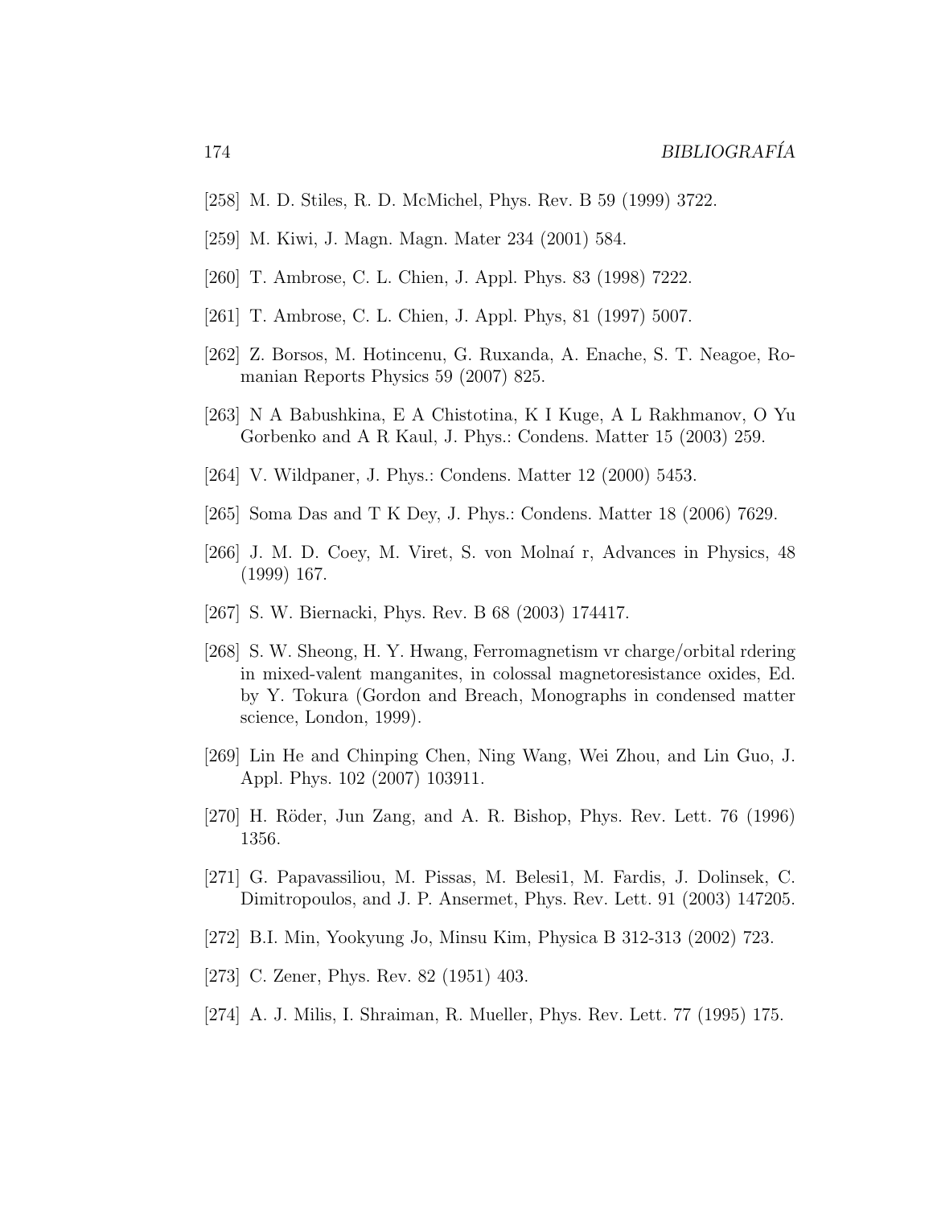[258] M. D. Stiles, R. D. McMichel, Phys. Rev. B 59 (1999) 3722.

[259] M. Kiwi, J. Magn. Magn. Mater 234 (2001) 584.

[260] T. Ambrose, C. L. Chien, J. Appl. Phys. 83 (1998) 7222.

[261] T. Ambrose, C. L. Chien, J. Appl. Phys, 81 (1997) 5007.

[262] Z. Borsos, M. Hotincenu, G. Ruxanda, A. Enache, S. T. Neagoe, Romanian Reports Physics 59 (2007) 825.

[263] N A Babushkina, E A Chistotina, K I Kuge, A L Rakhmanov, O Yu Gorbenko and A R Kaul, J. Phys.: Condens. Matter 15 (2003) 259.

[264] V. Wildpaner, J. Phys.: Condens. Matter 12 (2000) 5453.

[265] Soma Das and T K Dey, J. Phys.: Condens. Matter 18 (2006) 7629.

[266] J. M. D. Coey, M. Viret, S. von Molnaí r, Advances in Physics, 48 (1999) 167.

[267] S. W. Biernacki, Phys. Rev. B 68 (2003) 174417.

[268] S. W. Sheong, H. Y. Hwang, Ferromagnetism vr charge/orbital rdering in mixed-valent manganites, in colossal magnetoresistance oxides, Ed. by Y. Tokura (Gordon and Breach, Monographs in condensed matter science, London, 1999).

[269] Lin He and Chinping Chen, Ning Wang, Wei Zhou, and Lin Guo, J. Appl. Phys. 102 (2007) 103911.

[270] H. Röder, Jun Zang, and A. R. Bishop, Phys. Rev. Lett. 76 (1996) 1356.

[271] G. Papavassiliou, M. Pissas, M. Belesi1, M. Fardis, J. Dolinsek, C. Dimitropoulos, and J. P. Ansermet, Phys. Rev. Lett. 91 (2003) 147205.

[272] B.I. Min, Yookyung Jo, Minsu Kim, Physica B 312-313 (2002) 723.

[273] C. Zener, Phys. Rev. 82 (1951) 403.

[274] A. J. Milis, I. Shraiman, R. Mueller, Phys. Rev. Lett. 77 (1995) 175.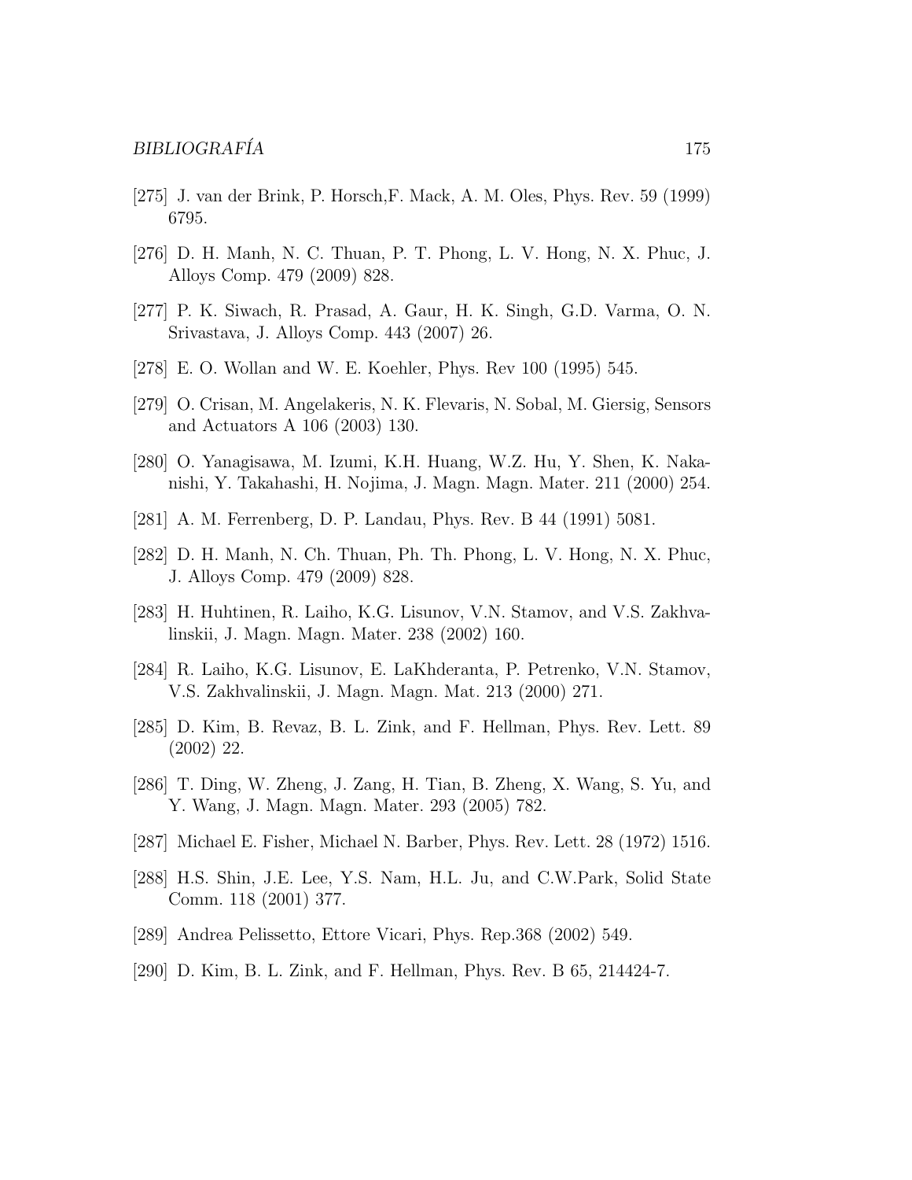[275] J. van der Brink, P. Horsch,F. Mack, A. M. Oles, Phys. Rev. 59 (1999) 6795.

[276] D. H. Manh, N. C. Thuan, P. T. Phong, L. V. Hong, N. X. Phuc, J. Alloys Comp. 479 (2009) 828.

[277] P. K. Siwach, R. Prasad, A. Gaur, H. K. Singh, G.D. Varma, O. N. Srivastava, J. Alloys Comp. 443 (2007) 26.

[278] E. O. Wollan and W. E. Koehler, Phys. Rev 100 (1995) 545.

[279] O. Crisan, M. Angelakeris, N. K. Flevaris, N. Sobal, M. Giersig, Sensors and Actuators A 106 (2003) 130.

[280] O. Yanagisawa, M. Izumi, K.H. Huang, W.Z. Hu, Y. Shen, K. Nakanishi, Y. Takahashi, H. Nojima, J. Magn. Magn. Mater. 211 (2000) 254.

[281] A. M. Ferrenberg, D. P. Landau, Phys. Rev. B 44 (1991) 5081.

[282] D. H. Manh, N. Ch. Thuan, Ph. Th. Phong, L. V. Hong, N. X. Phuc, J. Alloys Comp. 479 (2009) 828.

[283] H. Huhtinen, R. Laiho, K.G. Lisunov, V.N. Stamov, and V.S. Zakhvalinskii, J. Magn. Magn. Mater. 238 (2002) 160.

[284] R. Laiho, K.G. Lisunov, E. LaKhderanta, P. Petrenko, V.N. Stamov, V.S. Zakhvalinskii, J. Magn. Magn. Mat. 213 (2000) 271.

[285] D. Kim, B. Revaz, B. L. Zink, and F. Hellman, Phys. Rev. Lett. 89 (2002) 22.

[286] T. Ding, W. Zheng, J. Zang, H. Tian, B. Zheng, X. Wang, S. Yu, and Y. Wang, J. Magn. Magn. Mater. 293 (2005) 782.

[287] Michael E. Fisher, Michael N. Barber, Phys. Rev. Lett. 28 (1972) 1516.

[288] H.S. Shin, J.E. Lee, Y.S. Nam, H.L. Ju, and C.W.Park, Solid State Comm. 118 (2001) 377.

[289] Andrea Pelissetto, Ettore Vicari, Phys. Rep.368 (2002) 549.

[290] D. Kim, B. L. Zink, and F. Hellman, Phys. Rev. B 65, 214424-7.